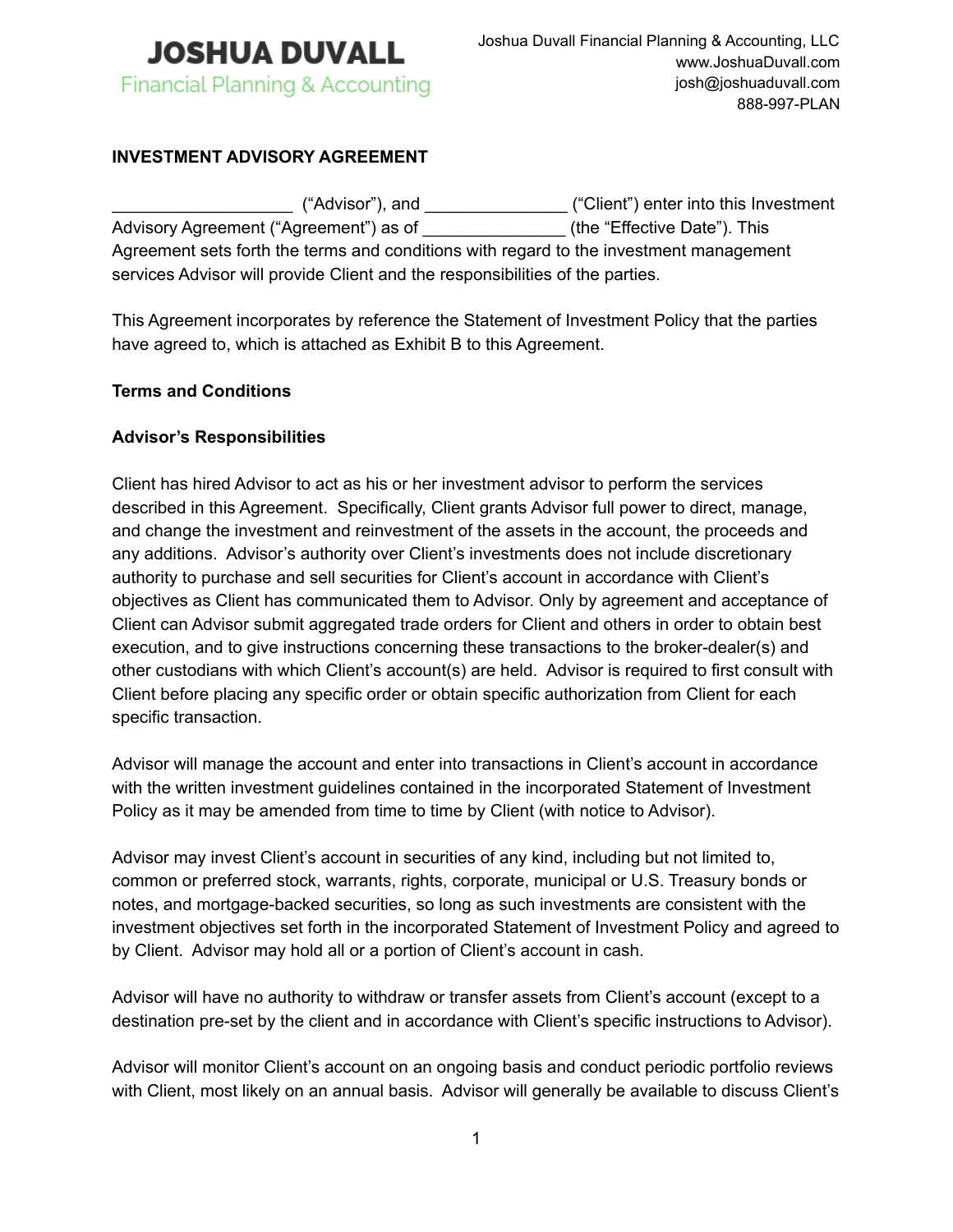**JOSHUA DUVALL**
Financial Planning & Accounting

Joshua Duvall Financial Planning & Accounting, LLC
www.JoshuaDuvall.com
josh@joshuaduvall.com
888-997-PLAN

**INVESTMENT ADVISORY AGREEMENT**

___________________ ("Advisor"), and _______________ ("Client") enter into this Investment Advisory Agreement ("Agreement") as of _______________ (the "Effective Date"). This Agreement sets forth the terms and conditions with regard to the investment management services Advisor will provide Client and the responsibilities of the parties.

This Agreement incorporates by reference the Statement of Investment Policy that the parties have agreed to, which is attached as Exhibit B to this Agreement.

**Terms and Conditions**

**Advisor's Responsibilities**

Client has hired Advisor to act as his or her investment advisor to perform the services described in this Agreement. Specifically, Client grants Advisor full power to direct, manage, and change the investment and reinvestment of the assets in the account, the proceeds and any additions. Advisor's authority over Client's investments does not include discretionary authority to purchase and sell securities for Client's account in accordance with Client's objectives as Client has communicated them to Advisor. Only by agreement and acceptance of Client can Advisor submit aggregated trade orders for Client and others in order to obtain best execution, and to give instructions concerning these transactions to the broker-dealer(s) and other custodians with which Client's account(s) are held. Advisor is required to first consult with Client before placing any specific order or obtain specific authorization from Client for each specific transaction.

Advisor will manage the account and enter into transactions in Client's account in accordance with the written investment guidelines contained in the incorporated Statement of Investment Policy as it may be amended from time to time by Client (with notice to Advisor).

Advisor may invest Client's account in securities of any kind, including but not limited to, common or preferred stock, warrants, rights, corporate, municipal or U.S. Treasury bonds or notes, and mortgage-backed securities, so long as such investments are consistent with the investment objectives set forth in the incorporated Statement of Investment Policy and agreed to by Client. Advisor may hold all or a portion of Client's account in cash.

Advisor will have no authority to withdraw or transfer assets from Client's account (except to a destination pre-set by the client and in accordance with Client's specific instructions to Advisor).

Advisor will monitor Client's account on an ongoing basis and conduct periodic portfolio reviews with Client, most likely on an annual basis. Advisor will generally be available to discuss Client's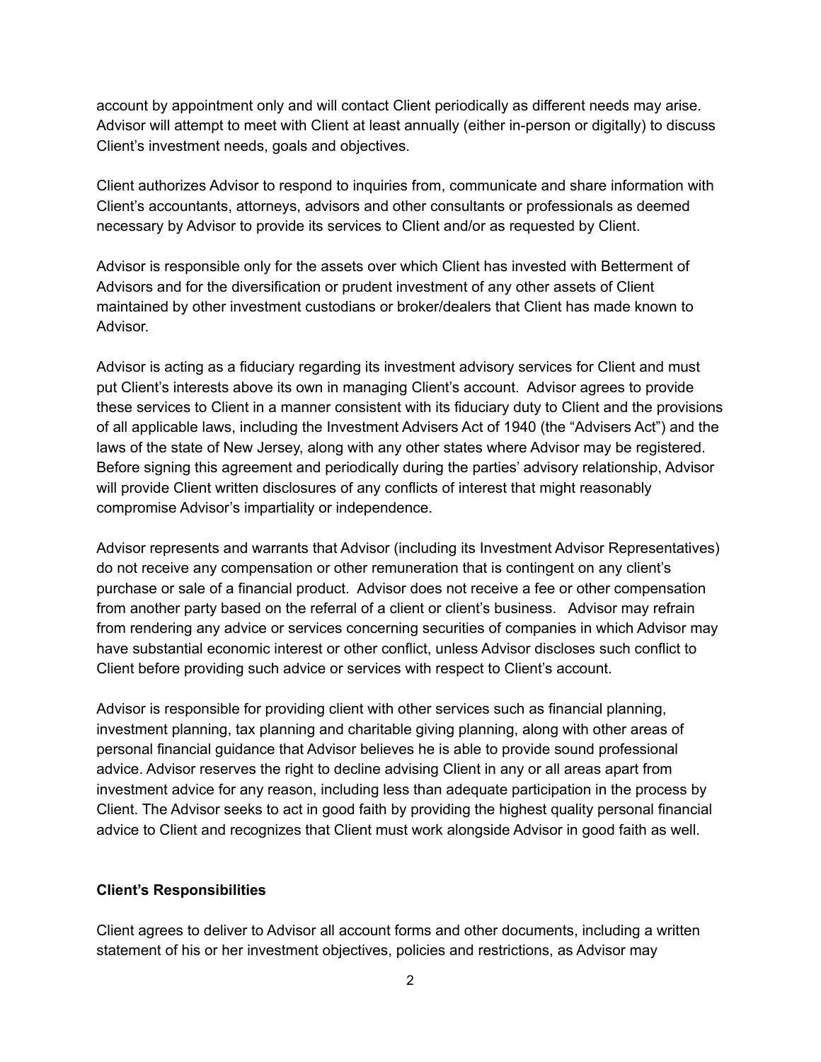account by appointment only and will contact Client periodically as different needs may arise. Advisor will attempt to meet with Client at least annually (either in-person or digitally) to discuss Client's investment needs, goals and objectives.

Client authorizes Advisor to respond to inquiries from, communicate and share information with Client's accountants, attorneys, advisors and other consultants or professionals as deemed necessary by Advisor to provide its services to Client and/or as requested by Client.

Advisor is responsible only for the assets over which Client has invested with Betterment of Advisors and for the diversification or prudent investment of any other assets of Client maintained by other investment custodians or broker/dealers that Client has made known to Advisor.

Advisor is acting as a fiduciary regarding its investment advisory services for Client and must put Client's interests above its own in managing Client's account. Advisor agrees to provide these services to Client in a manner consistent with its fiduciary duty to Client and the provisions of all applicable laws, including the Investment Advisers Act of 1940 (the "Advisers Act") and the laws of the state of New Jersey, along with any other states where Advisor may be registered. Before signing this agreement and periodically during the parties' advisory relationship, Advisor will provide Client written disclosures of any conflicts of interest that might reasonably compromise Advisor's impartiality or independence.

Advisor represents and warrants that Advisor (including its Investment Advisor Representatives) do not receive any compensation or other remuneration that is contingent on any client's purchase or sale of a financial product. Advisor does not receive a fee or other compensation from another party based on the referral of a client or client's business. Advisor may refrain from rendering any advice or services concerning securities of companies in which Advisor may have substantial economic interest or other conflict, unless Advisor discloses such conflict to Client before providing such advice or services with respect to Client's account.

Advisor is responsible for providing client with other services such as financial planning, investment planning, tax planning and charitable giving planning, along with other areas of personal financial guidance that Advisor believes he is able to provide sound professional advice. Advisor reserves the right to decline advising Client in any or all areas apart from investment advice for any reason, including less than adequate participation in the process by Client. The Advisor seeks to act in good faith by providing the highest quality personal financial advice to Client and recognizes that Client must work alongside Advisor in good faith as well.

**Client's Responsibilities**

Client agrees to deliver to Advisor all account forms and other documents, including a written statement of his or her investment objectives, policies and restrictions, as Advisor may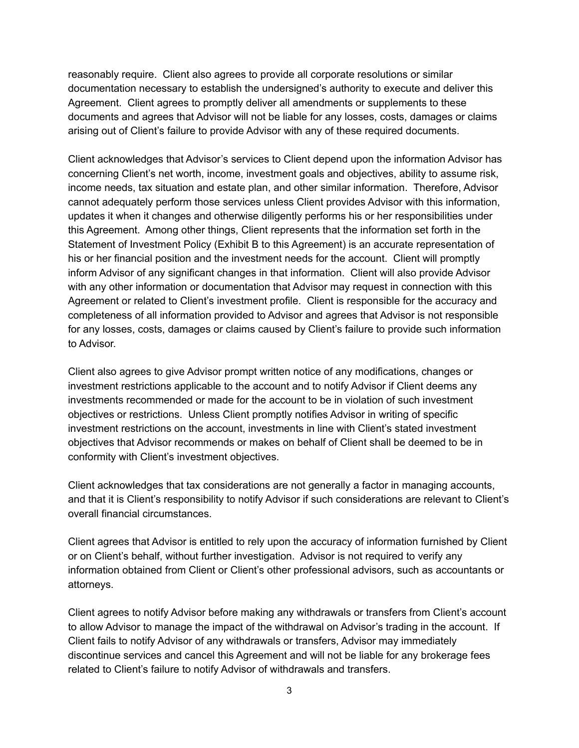reasonably require. Client also agrees to provide all corporate resolutions or similar documentation necessary to establish the undersigned's authority to execute and deliver this Agreement. Client agrees to promptly deliver all amendments or supplements to these documents and agrees that Advisor will not be liable for any losses, costs, damages or claims arising out of Client's failure to provide Advisor with any of these required documents.

Client acknowledges that Advisor's services to Client depend upon the information Advisor has concerning Client's net worth, income, investment goals and objectives, ability to assume risk, income needs, tax situation and estate plan, and other similar information. Therefore, Advisor cannot adequately perform those services unless Client provides Advisor with this information, updates it when it changes and otherwise diligently performs his or her responsibilities under this Agreement. Among other things, Client represents that the information set forth in the Statement of Investment Policy (Exhibit B to this Agreement) is an accurate representation of his or her financial position and the investment needs for the account. Client will promptly inform Advisor of any significant changes in that information. Client will also provide Advisor with any other information or documentation that Advisor may request in connection with this Agreement or related to Client's investment profile. Client is responsible for the accuracy and completeness of all information provided to Advisor and agrees that Advisor is not responsible for any losses, costs, damages or claims caused by Client's failure to provide such information to Advisor.

Client also agrees to give Advisor prompt written notice of any modifications, changes or investment restrictions applicable to the account and to notify Advisor if Client deems any investments recommended or made for the account to be in violation of such investment objectives or restrictions. Unless Client promptly notifies Advisor in writing of specific investment restrictions on the account, investments in line with Client's stated investment objectives that Advisor recommends or makes on behalf of Client shall be deemed to be in conformity with Client's investment objectives.

Client acknowledges that tax considerations are not generally a factor in managing accounts, and that it is Client's responsibility to notify Advisor if such considerations are relevant to Client's overall financial circumstances.

Client agrees that Advisor is entitled to rely upon the accuracy of information furnished by Client or on Client's behalf, without further investigation. Advisor is not required to verify any information obtained from Client or Client's other professional advisors, such as accountants or attorneys.

Client agrees to notify Advisor before making any withdrawals or transfers from Client's account to allow Advisor to manage the impact of the withdrawal on Advisor's trading in the account. If Client fails to notify Advisor of any withdrawals or transfers, Advisor may immediately discontinue services and cancel this Agreement and will not be liable for any brokerage fees related to Client's failure to notify Advisor of withdrawals and transfers.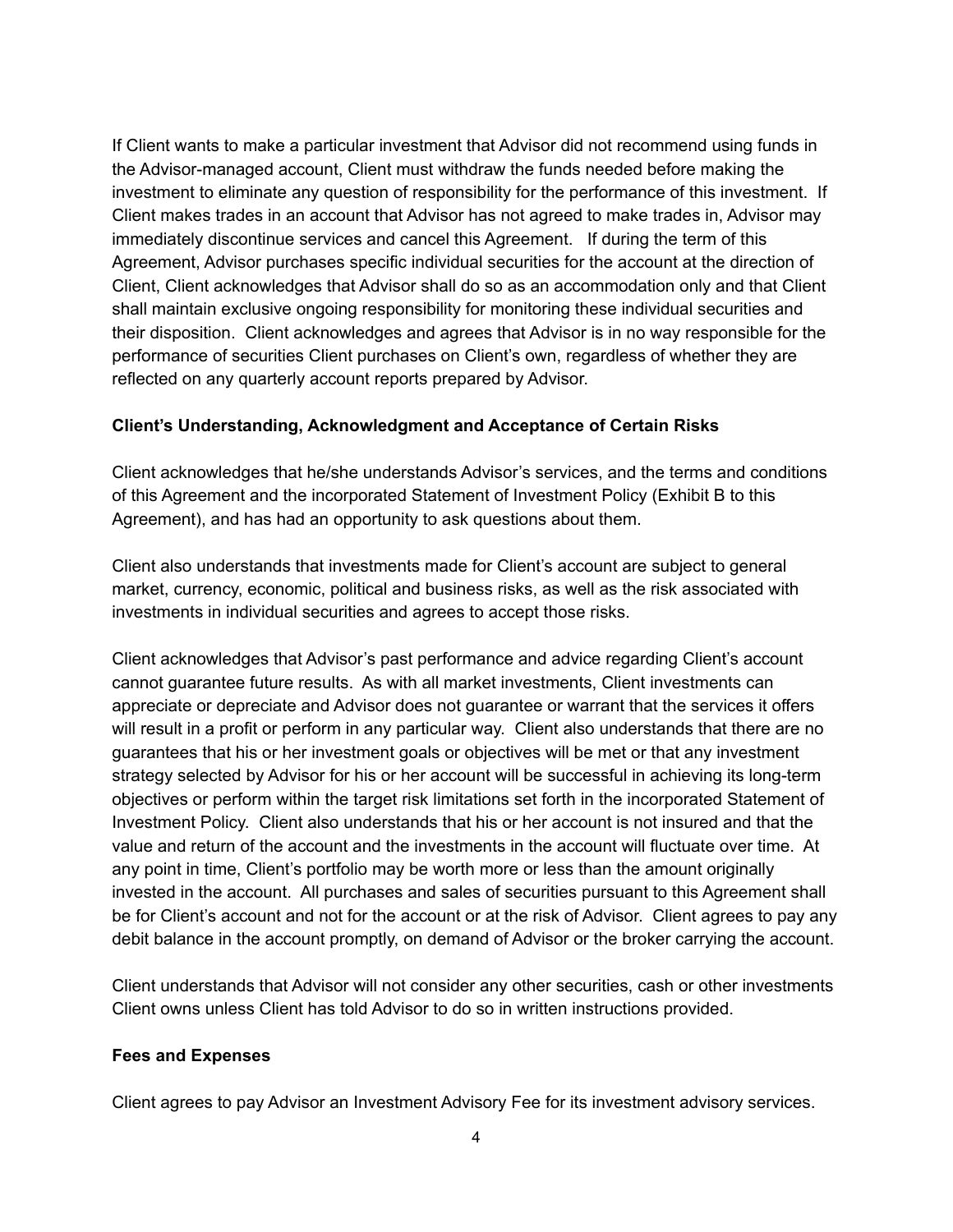If Client wants to make a particular investment that Advisor did not recommend using funds in the Advisor-managed account, Client must withdraw the funds needed before making the investment to eliminate any question of responsibility for the performance of this investment. If Client makes trades in an account that Advisor has not agreed to make trades in, Advisor may immediately discontinue services and cancel this Agreement. If during the term of this Agreement, Advisor purchases specific individual securities for the account at the direction of Client, Client acknowledges that Advisor shall do so as an accommodation only and that Client shall maintain exclusive ongoing responsibility for monitoring these individual securities and their disposition. Client acknowledges and agrees that Advisor is in no way responsible for the performance of securities Client purchases on Client's own, regardless of whether they are reflected on any quarterly account reports prepared by Advisor.

**Client's Understanding, Acknowledgment and Acceptance of Certain Risks**

Client acknowledges that he/she understands Advisor's services, and the terms and conditions of this Agreement and the incorporated Statement of Investment Policy (Exhibit B to this Agreement), and has had an opportunity to ask questions about them.

Client also understands that investments made for Client's account are subject to general market, currency, economic, political and business risks, as well as the risk associated with investments in individual securities and agrees to accept those risks.

Client acknowledges that Advisor's past performance and advice regarding Client's account cannot guarantee future results. As with all market investments, Client investments can appreciate or depreciate and Advisor does not guarantee or warrant that the services it offers will result in a profit or perform in any particular way. Client also understands that there are no guarantees that his or her investment goals or objectives will be met or that any investment strategy selected by Advisor for his or her account will be successful in achieving its long-term objectives or perform within the target risk limitations set forth in the incorporated Statement of Investment Policy. Client also understands that his or her account is not insured and that the value and return of the account and the investments in the account will fluctuate over time. At any point in time, Client's portfolio may be worth more or less than the amount originally invested in the account. All purchases and sales of securities pursuant to this Agreement shall be for Client's account and not for the account or at the risk of Advisor. Client agrees to pay any debit balance in the account promptly, on demand of Advisor or the broker carrying the account.

Client understands that Advisor will not consider any other securities, cash or other investments Client owns unless Client has told Advisor to do so in written instructions provided.

**Fees and Expenses**

Client agrees to pay Advisor an Investment Advisory Fee for its investment advisory services.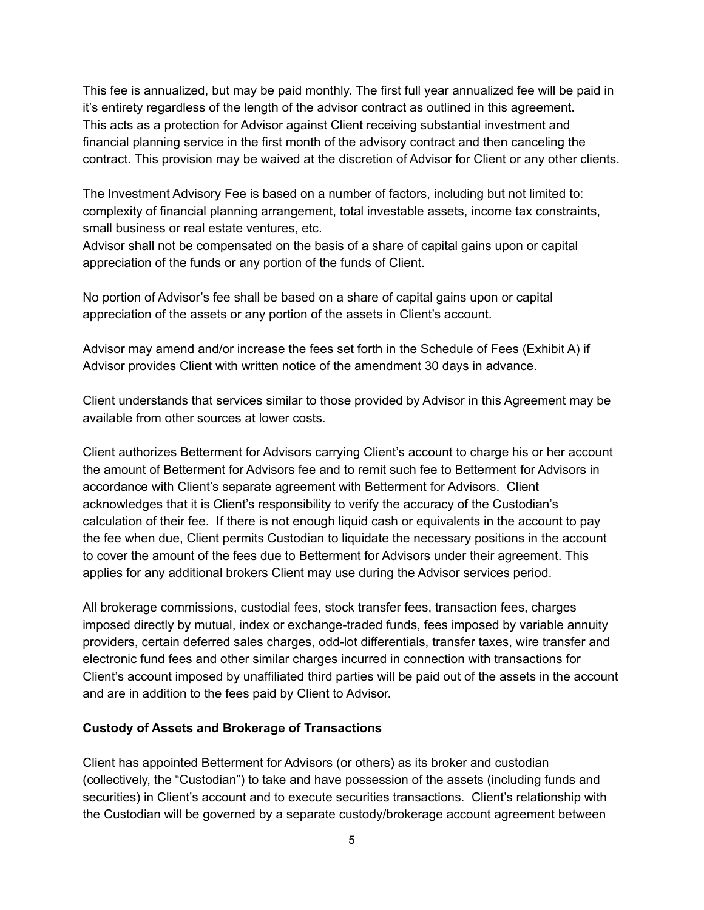This fee is annualized, but may be paid monthly. The first full year annualized fee will be paid in it's entirety regardless of the length of the advisor contract as outlined in this agreement. This acts as a protection for Advisor against Client receiving substantial investment and financial planning service in the first month of the advisory contract and then canceling the contract. This provision may be waived at the discretion of Advisor for Client or any other clients.

The Investment Advisory Fee is based on a number of factors, including but not limited to: complexity of financial planning arrangement, total investable assets, income tax constraints, small business or real estate ventures, etc.
Advisor shall not be compensated on the basis of a share of capital gains upon or capital appreciation of the funds or any portion of the funds of Client.

No portion of Advisor's fee shall be based on a share of capital gains upon or capital appreciation of the assets or any portion of the assets in Client's account.

Advisor may amend and/or increase the fees set forth in the Schedule of Fees (Exhibit A) if Advisor provides Client with written notice of the amendment 30 days in advance.

Client understands that services similar to those provided by Advisor in this Agreement may be available from other sources at lower costs.

Client authorizes Betterment for Advisors carrying Client's account to charge his or her account the amount of Betterment for Advisors fee and to remit such fee to Betterment for Advisors in accordance with Client's separate agreement with Betterment for Advisors. Client acknowledges that it is Client's responsibility to verify the accuracy of the Custodian's calculation of their fee. If there is not enough liquid cash or equivalents in the account to pay the fee when due, Client permits Custodian to liquidate the necessary positions in the account to cover the amount of the fees due to Betterment for Advisors under their agreement. This applies for any additional brokers Client may use during the Advisor services period.

All brokerage commissions, custodial fees, stock transfer fees, transaction fees, charges imposed directly by mutual, index or exchange-traded funds, fees imposed by variable annuity providers, certain deferred sales charges, odd-lot differentials, transfer taxes, wire transfer and electronic fund fees and other similar charges incurred in connection with transactions for Client's account imposed by unaffiliated third parties will be paid out of the assets in the account and are in addition to the fees paid by Client to Advisor.

**Custody of Assets and Brokerage of Transactions**

Client has appointed Betterment for Advisors (or others) as its broker and custodian (collectively, the "Custodian") to take and have possession of the assets (including funds and securities) in Client's account and to execute securities transactions. Client's relationship with the Custodian will be governed by a separate custody/brokerage account agreement between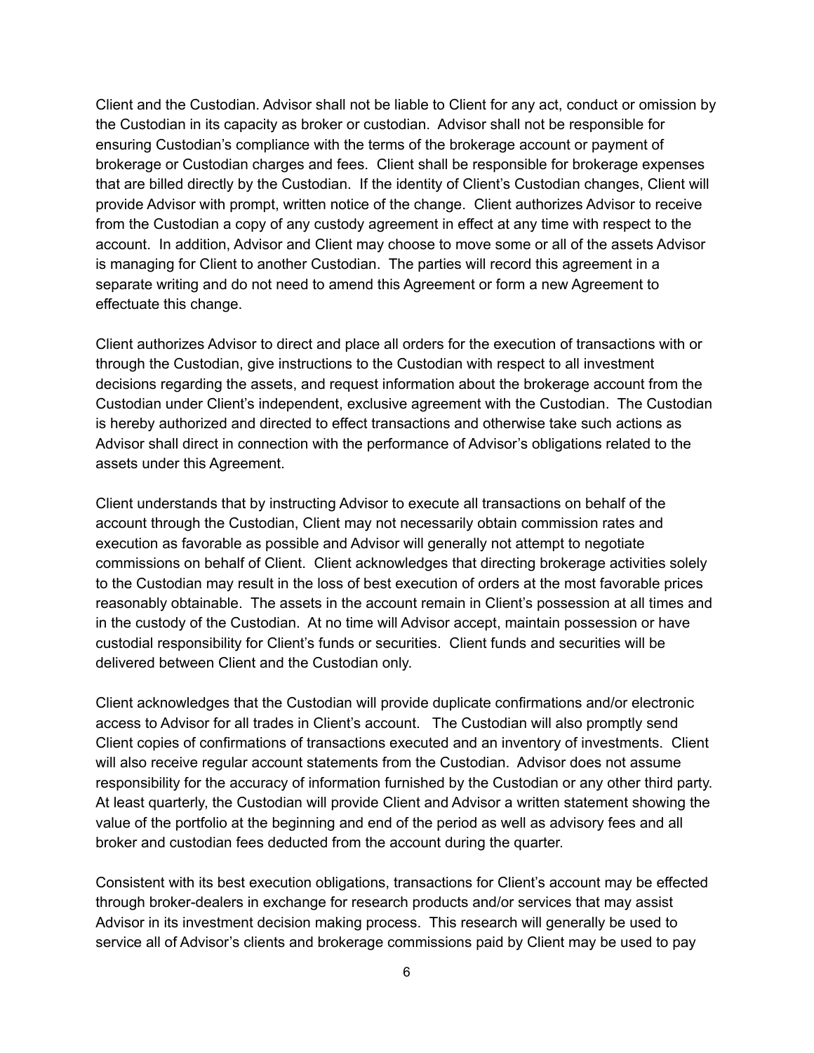Client and the Custodian. Advisor shall not be liable to Client for any act, conduct or omission by the Custodian in its capacity as broker or custodian. Advisor shall not be responsible for ensuring Custodian's compliance with the terms of the brokerage account or payment of brokerage or Custodian charges and fees. Client shall be responsible for brokerage expenses that are billed directly by the Custodian. If the identity of Client's Custodian changes, Client will provide Advisor with prompt, written notice of the change. Client authorizes Advisor to receive from the Custodian a copy of any custody agreement in effect at any time with respect to the account. In addition, Advisor and Client may choose to move some or all of the assets Advisor is managing for Client to another Custodian. The parties will record this agreement in a separate writing and do not need to amend this Agreement or form a new Agreement to effectuate this change.

Client authorizes Advisor to direct and place all orders for the execution of transactions with or through the Custodian, give instructions to the Custodian with respect to all investment decisions regarding the assets, and request information about the brokerage account from the Custodian under Client's independent, exclusive agreement with the Custodian. The Custodian is hereby authorized and directed to effect transactions and otherwise take such actions as Advisor shall direct in connection with the performance of Advisor's obligations related to the assets under this Agreement.

Client understands that by instructing Advisor to execute all transactions on behalf of the account through the Custodian, Client may not necessarily obtain commission rates and execution as favorable as possible and Advisor will generally not attempt to negotiate commissions on behalf of Client. Client acknowledges that directing brokerage activities solely to the Custodian may result in the loss of best execution of orders at the most favorable prices reasonably obtainable. The assets in the account remain in Client's possession at all times and in the custody of the Custodian. At no time will Advisor accept, maintain possession or have custodial responsibility for Client's funds or securities. Client funds and securities will be delivered between Client and the Custodian only.

Client acknowledges that the Custodian will provide duplicate confirmations and/or electronic access to Advisor for all trades in Client's account. The Custodian will also promptly send Client copies of confirmations of transactions executed and an inventory of investments. Client will also receive regular account statements from the Custodian. Advisor does not assume responsibility for the accuracy of information furnished by the Custodian or any other third party. At least quarterly, the Custodian will provide Client and Advisor a written statement showing the value of the portfolio at the beginning and end of the period as well as advisory fees and all broker and custodian fees deducted from the account during the quarter.

Consistent with its best execution obligations, transactions for Client's account may be effected through broker-dealers in exchange for research products and/or services that may assist Advisor in its investment decision making process. This research will generally be used to service all of Advisor's clients and brokerage commissions paid by Client may be used to pay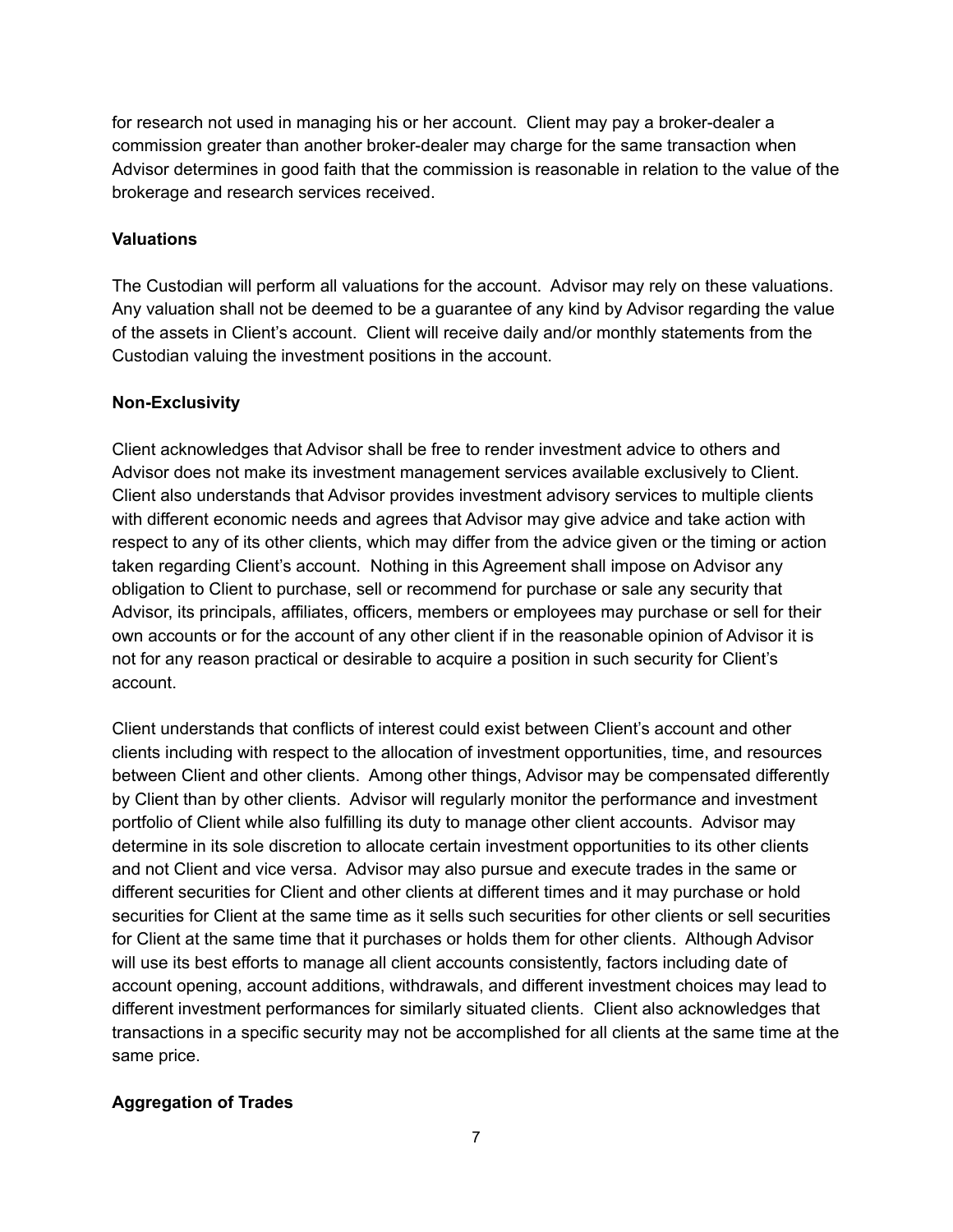for research not used in managing his or her account. Client may pay a broker-dealer a commission greater than another broker-dealer may charge for the same transaction when Advisor determines in good faith that the commission is reasonable in relation to the value of the brokerage and research services received.

**Valuations**

The Custodian will perform all valuations for the account. Advisor may rely on these valuations. Any valuation shall not be deemed to be a guarantee of any kind by Advisor regarding the value of the assets in Client's account. Client will receive daily and/or monthly statements from the Custodian valuing the investment positions in the account.

**Non-Exclusivity**

Client acknowledges that Advisor shall be free to render investment advice to others and Advisor does not make its investment management services available exclusively to Client. Client also understands that Advisor provides investment advisory services to multiple clients with different economic needs and agrees that Advisor may give advice and take action with respect to any of its other clients, which may differ from the advice given or the timing or action taken regarding Client's account. Nothing in this Agreement shall impose on Advisor any obligation to Client to purchase, sell or recommend for purchase or sale any security that Advisor, its principals, affiliates, officers, members or employees may purchase or sell for their own accounts or for the account of any other client if in the reasonable opinion of Advisor it is not for any reason practical or desirable to acquire a position in such security for Client's account.

Client understands that conflicts of interest could exist between Client's account and other clients including with respect to the allocation of investment opportunities, time, and resources between Client and other clients. Among other things, Advisor may be compensated differently by Client than by other clients. Advisor will regularly monitor the performance and investment portfolio of Client while also fulfilling its duty to manage other client accounts. Advisor may determine in its sole discretion to allocate certain investment opportunities to its other clients and not Client and vice versa. Advisor may also pursue and execute trades in the same or different securities for Client and other clients at different times and it may purchase or hold securities for Client at the same time as it sells such securities for other clients or sell securities for Client at the same time that it purchases or holds them for other clients. Although Advisor will use its best efforts to manage all client accounts consistently, factors including date of account opening, account additions, withdrawals, and different investment choices may lead to different investment performances for similarly situated clients. Client also acknowledges that transactions in a specific security may not be accomplished for all clients at the same time at the same price.

**Aggregation of Trades**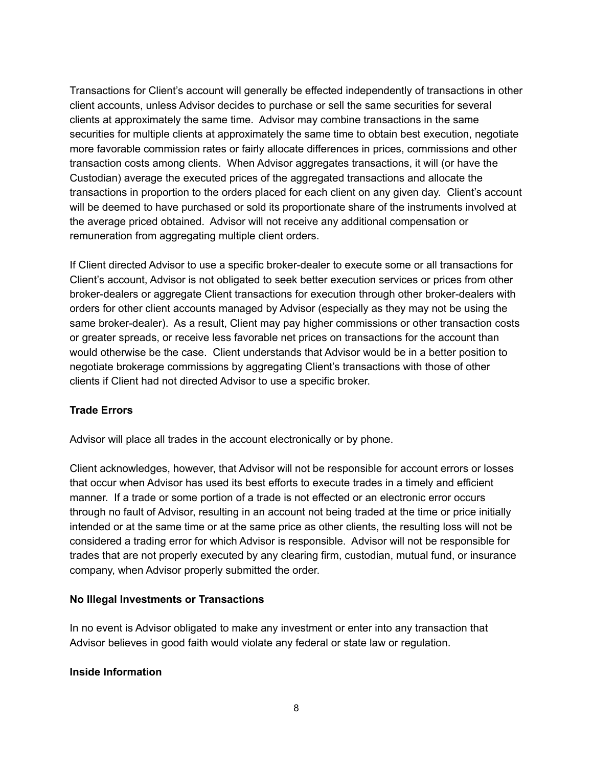Transactions for Client's account will generally be effected independently of transactions in other client accounts, unless Advisor decides to purchase or sell the same securities for several clients at approximately the same time. Advisor may combine transactions in the same securities for multiple clients at approximately the same time to obtain best execution, negotiate more favorable commission rates or fairly allocate differences in prices, commissions and other transaction costs among clients. When Advisor aggregates transactions, it will (or have the Custodian) average the executed prices of the aggregated transactions and allocate the transactions in proportion to the orders placed for each client on any given day. Client's account will be deemed to have purchased or sold its proportionate share of the instruments involved at the average priced obtained. Advisor will not receive any additional compensation or remuneration from aggregating multiple client orders.

If Client directed Advisor to use a specific broker-dealer to execute some or all transactions for Client's account, Advisor is not obligated to seek better execution services or prices from other broker-dealers or aggregate Client transactions for execution through other broker-dealers with orders for other client accounts managed by Advisor (especially as they may not be using the same broker-dealer). As a result, Client may pay higher commissions or other transaction costs or greater spreads, or receive less favorable net prices on transactions for the account than would otherwise be the case. Client understands that Advisor would be in a better position to negotiate brokerage commissions by aggregating Client's transactions with those of other clients if Client had not directed Advisor to use a specific broker.

**Trade Errors**

Advisor will place all trades in the account electronically or by phone.

Client acknowledges, however, that Advisor will not be responsible for account errors or losses that occur when Advisor has used its best efforts to execute trades in a timely and efficient manner. If a trade or some portion of a trade is not effected or an electronic error occurs through no fault of Advisor, resulting in an account not being traded at the time or price initially intended or at the same time or at the same price as other clients, the resulting loss will not be considered a trading error for which Advisor is responsible. Advisor will not be responsible for trades that are not properly executed by any clearing firm, custodian, mutual fund, or insurance company, when Advisor properly submitted the order.

**No Illegal Investments or Transactions**

In no event is Advisor obligated to make any investment or enter into any transaction that Advisor believes in good faith would violate any federal or state law or regulation.

**Inside Information**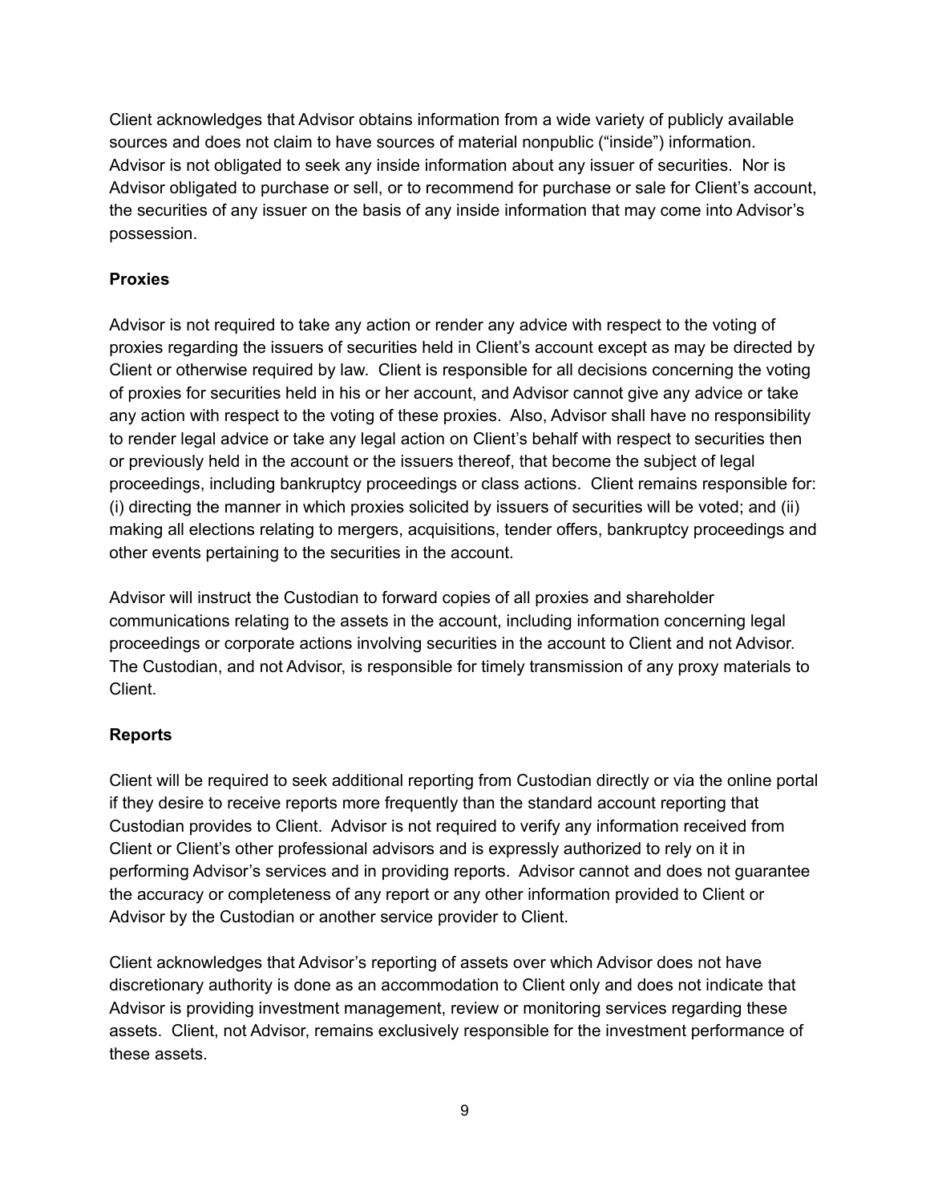Client acknowledges that Advisor obtains information from a wide variety of publicly available sources and does not claim to have sources of material nonpublic ("inside") information. Advisor is not obligated to seek any inside information about any issuer of securities. Nor is Advisor obligated to purchase or sell, or to recommend for purchase or sale for Client's account, the securities of any issuer on the basis of any inside information that may come into Advisor's possession.

**Proxies**

Advisor is not required to take any action or render any advice with respect to the voting of proxies regarding the issuers of securities held in Client's account except as may be directed by Client or otherwise required by law. Client is responsible for all decisions concerning the voting of proxies for securities held in his or her account, and Advisor cannot give any advice or take any action with respect to the voting of these proxies. Also, Advisor shall have no responsibility to render legal advice or take any legal action on Client's behalf with respect to securities then or previously held in the account or the issuers thereof, that become the subject of legal proceedings, including bankruptcy proceedings or class actions. Client remains responsible for: (i) directing the manner in which proxies solicited by issuers of securities will be voted; and (ii) making all elections relating to mergers, acquisitions, tender offers, bankruptcy proceedings and other events pertaining to the securities in the account.

Advisor will instruct the Custodian to forward copies of all proxies and shareholder communications relating to the assets in the account, including information concerning legal proceedings or corporate actions involving securities in the account to Client and not Advisor. The Custodian, and not Advisor, is responsible for timely transmission of any proxy materials to Client.

**Reports**

Client will be required to seek additional reporting from Custodian directly or via the online portal if they desire to receive reports more frequently than the standard account reporting that Custodian provides to Client. Advisor is not required to verify any information received from Client or Client's other professional advisors and is expressly authorized to rely on it in performing Advisor's services and in providing reports. Advisor cannot and does not guarantee the accuracy or completeness of any report or any other information provided to Client or Advisor by the Custodian or another service provider to Client.

Client acknowledges that Advisor's reporting of assets over which Advisor does not have discretionary authority is done as an accommodation to Client only and does not indicate that Advisor is providing investment management, review or monitoring services regarding these assets. Client, not Advisor, remains exclusively responsible for the investment performance of these assets.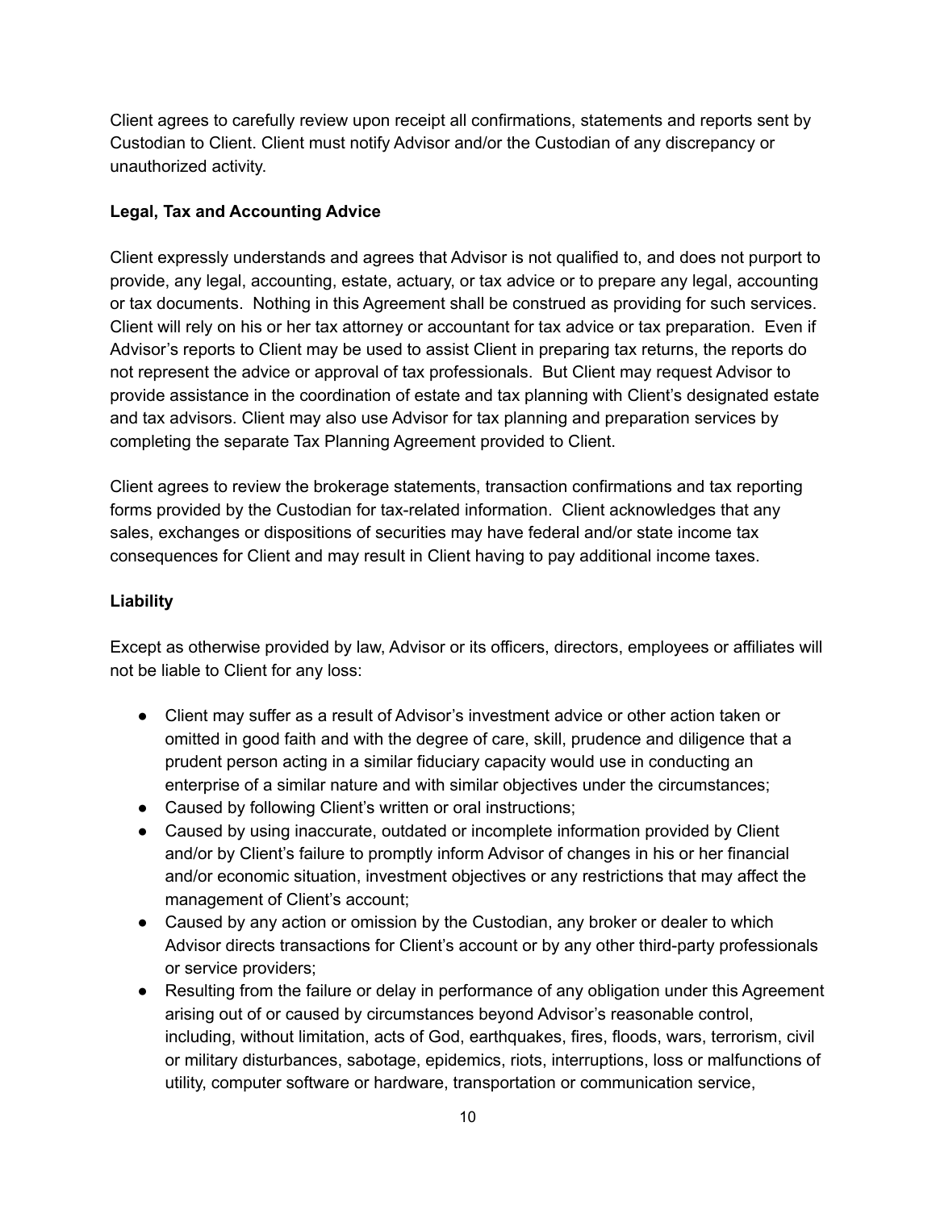Client agrees to carefully review upon receipt all confirmations, statements and reports sent by Custodian to Client. Client must notify Advisor and/or the Custodian of any discrepancy or unauthorized activity.

**Legal, Tax and Accounting Advice**

Client expressly understands and agrees that Advisor is not qualified to, and does not purport to provide, any legal, accounting, estate, actuary, or tax advice or to prepare any legal, accounting or tax documents. Nothing in this Agreement shall be construed as providing for such services. Client will rely on his or her tax attorney or accountant for tax advice or tax preparation. Even if Advisor's reports to Client may be used to assist Client in preparing tax returns, the reports do not represent the advice or approval of tax professionals. But Client may request Advisor to provide assistance in the coordination of estate and tax planning with Client's designated estate and tax advisors. Client may also use Advisor for tax planning and preparation services by completing the separate Tax Planning Agreement provided to Client.

Client agrees to review the brokerage statements, transaction confirmations and tax reporting forms provided by the Custodian for tax-related information. Client acknowledges that any sales, exchanges or dispositions of securities may have federal and/or state income tax consequences for Client and may result in Client having to pay additional income taxes.

**Liability**

Except as otherwise provided by law, Advisor or its officers, directors, employees or affiliates will not be liable to Client for any loss:

- Client may suffer as a result of Advisor's investment advice or other action taken or omitted in good faith and with the degree of care, skill, prudence and diligence that a prudent person acting in a similar fiduciary capacity would use in conducting an enterprise of a similar nature and with similar objectives under the circumstances;
- Caused by following Client's written or oral instructions;
- Caused by using inaccurate, outdated or incomplete information provided by Client and/or by Client's failure to promptly inform Advisor of changes in his or her financial and/or economic situation, investment objectives or any restrictions that may affect the management of Client's account;
- Caused by any action or omission by the Custodian, any broker or dealer to which Advisor directs transactions for Client's account or by any other third-party professionals or service providers;
- Resulting from the failure or delay in performance of any obligation under this Agreement arising out of or caused by circumstances beyond Advisor's reasonable control, including, without limitation, acts of God, earthquakes, fires, floods, wars, terrorism, civil or military disturbances, sabotage, epidemics, riots, interruptions, loss or malfunctions of utility, computer software or hardware, transportation or communication service,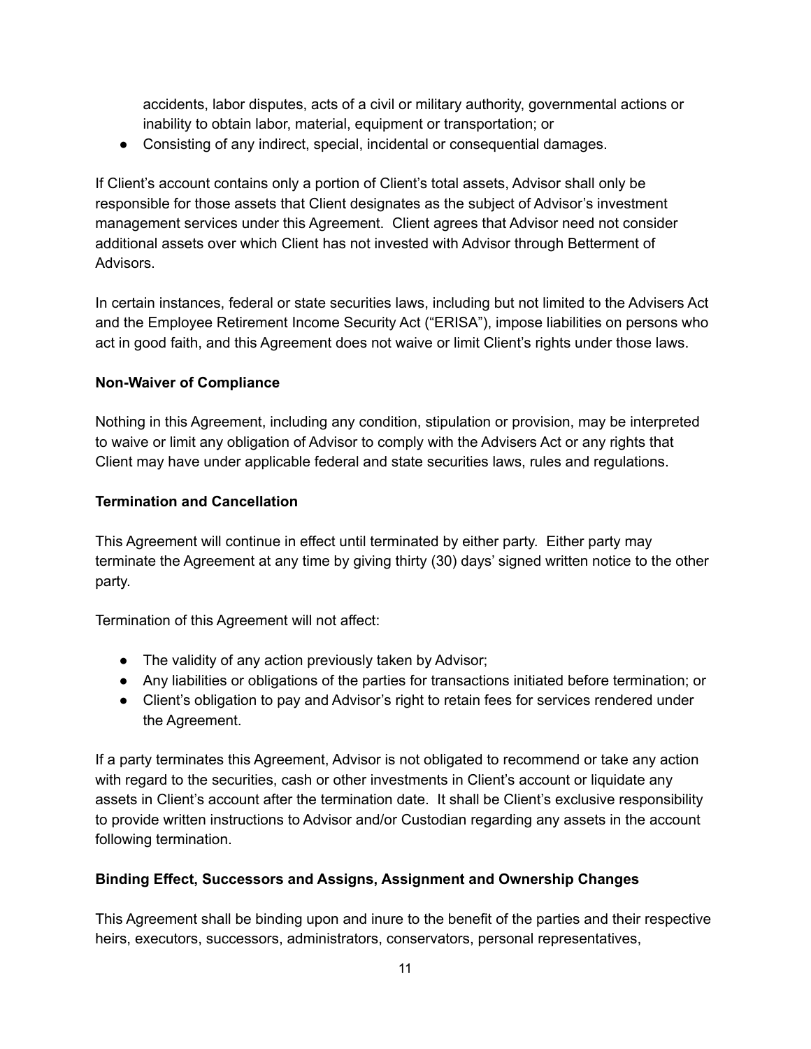accidents, labor disputes, acts of a civil or military authority, governmental actions or inability to obtain labor, material, equipment or transportation; or

- Consisting of any indirect, special, incidental or consequential damages.

If Client's account contains only a portion of Client's total assets, Advisor shall only be responsible for those assets that Client designates as the subject of Advisor's investment management services under this Agreement. Client agrees that Advisor need not consider additional assets over which Client has not invested with Advisor through Betterment of Advisors.

In certain instances, federal or state securities laws, including but not limited to the Advisers Act and the Employee Retirement Income Security Act ("ERISA"), impose liabilities on persons who act in good faith, and this Agreement does not waive or limit Client's rights under those laws.

**Non-Waiver of Compliance**

Nothing in this Agreement, including any condition, stipulation or provision, may be interpreted to waive or limit any obligation of Advisor to comply with the Advisers Act or any rights that Client may have under applicable federal and state securities laws, rules and regulations.

**Termination and Cancellation**

This Agreement will continue in effect until terminated by either party. Either party may terminate the Agreement at any time by giving thirty (30) days' signed written notice to the other party.

Termination of this Agreement will not affect:

- The validity of any action previously taken by Advisor;
- Any liabilities or obligations of the parties for transactions initiated before termination; or
- Client's obligation to pay and Advisor's right to retain fees for services rendered under the Agreement.

If a party terminates this Agreement, Advisor is not obligated to recommend or take any action with regard to the securities, cash or other investments in Client's account or liquidate any assets in Client's account after the termination date. It shall be Client's exclusive responsibility to provide written instructions to Advisor and/or Custodian regarding any assets in the account following termination.

**Binding Effect, Successors and Assigns, Assignment and Ownership Changes**

This Agreement shall be binding upon and inure to the benefit of the parties and their respective heirs, executors, successors, administrators, conservators, personal representatives,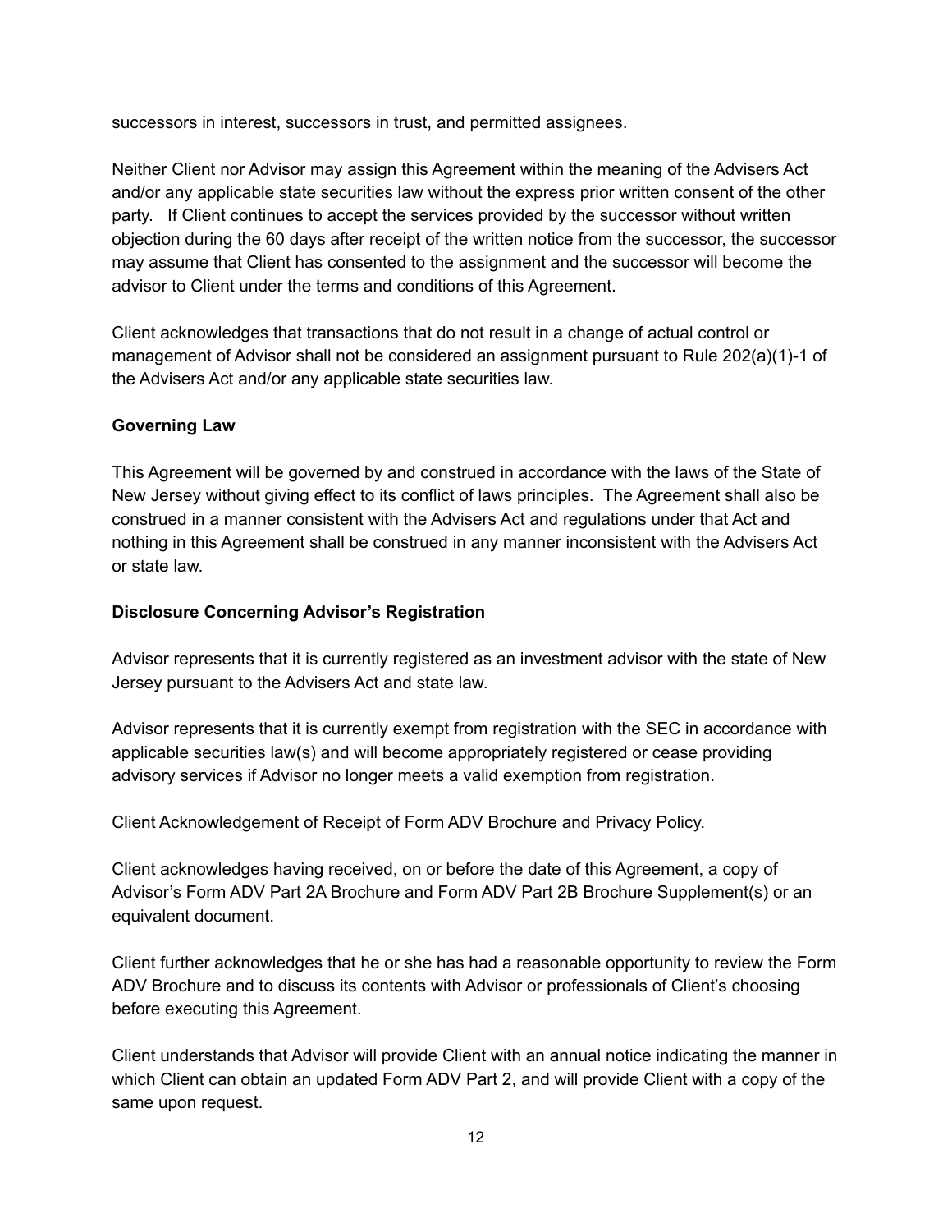successors in interest, successors in trust, and permitted assignees.

Neither Client nor Advisor may assign this Agreement within the meaning of the Advisers Act and/or any applicable state securities law without the express prior written consent of the other party. If Client continues to accept the services provided by the successor without written objection during the 60 days after receipt of the written notice from the successor, the successor may assume that Client has consented to the assignment and the successor will become the advisor to Client under the terms and conditions of this Agreement.

Client acknowledges that transactions that do not result in a change of actual control or management of Advisor shall not be considered an assignment pursuant to Rule 202(a)(1)-1 of the Advisers Act and/or any applicable state securities law.

**Governing Law**

This Agreement will be governed by and construed in accordance with the laws of the State of New Jersey without giving effect to its conflict of laws principles. The Agreement shall also be construed in a manner consistent with the Advisers Act and regulations under that Act and nothing in this Agreement shall be construed in any manner inconsistent with the Advisers Act or state law.

**Disclosure Concerning Advisor's Registration**

Advisor represents that it is currently registered as an investment advisor with the state of New Jersey pursuant to the Advisers Act and state law.

Advisor represents that it is currently exempt from registration with the SEC in accordance with applicable securities law(s) and will become appropriately registered or cease providing advisory services if Advisor no longer meets a valid exemption from registration.

Client Acknowledgement of Receipt of Form ADV Brochure and Privacy Policy.

Client acknowledges having received, on or before the date of this Agreement, a copy of Advisor's Form ADV Part 2A Brochure and Form ADV Part 2B Brochure Supplement(s) or an equivalent document.

Client further acknowledges that he or she has had a reasonable opportunity to review the Form ADV Brochure and to discuss its contents with Advisor or professionals of Client's choosing before executing this Agreement.

Client understands that Advisor will provide Client with an annual notice indicating the manner in which Client can obtain an updated Form ADV Part 2, and will provide Client with a copy of the same upon request.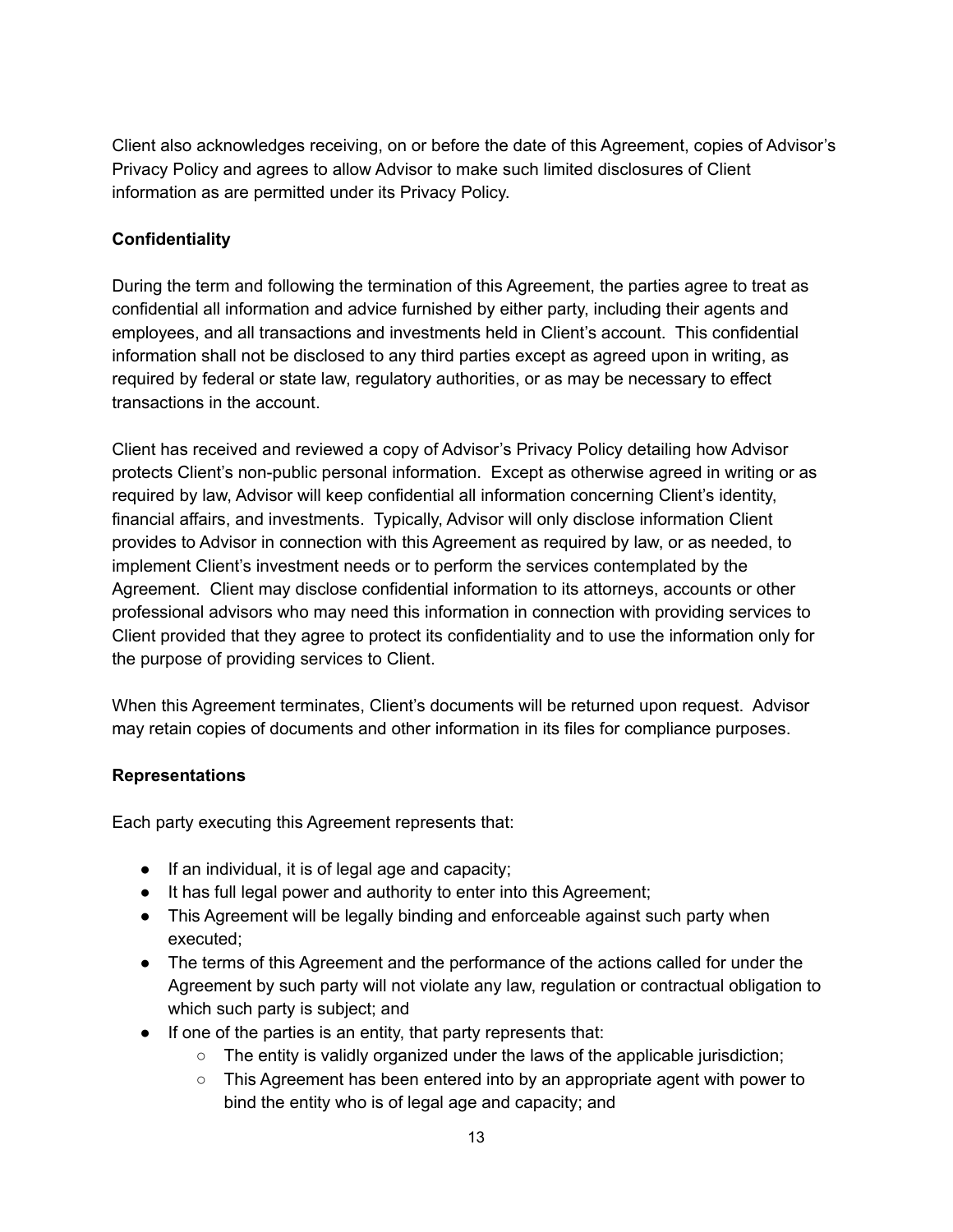Client also acknowledges receiving, on or before the date of this Agreement, copies of Advisor's Privacy Policy and agrees to allow Advisor to make such limited disclosures of Client information as are permitted under its Privacy Policy.

**Confidentiality**

During the term and following the termination of this Agreement, the parties agree to treat as confidential all information and advice furnished by either party, including their agents and employees, and all transactions and investments held in Client's account. This confidential information shall not be disclosed to any third parties except as agreed upon in writing, as required by federal or state law, regulatory authorities, or as may be necessary to effect transactions in the account.

Client has received and reviewed a copy of Advisor's Privacy Policy detailing how Advisor protects Client's non-public personal information. Except as otherwise agreed in writing or as required by law, Advisor will keep confidential all information concerning Client's identity, financial affairs, and investments. Typically, Advisor will only disclose information Client provides to Advisor in connection with this Agreement as required by law, or as needed, to implement Client's investment needs or to perform the services contemplated by the Agreement. Client may disclose confidential information to its attorneys, accounts or other professional advisors who may need this information in connection with providing services to Client provided that they agree to protect its confidentiality and to use the information only for the purpose of providing services to Client.

When this Agreement terminates, Client's documents will be returned upon request. Advisor may retain copies of documents and other information in its files for compliance purposes.

**Representations**

Each party executing this Agreement represents that:

- If an individual, it is of legal age and capacity;
- It has full legal power and authority to enter into this Agreement;
- This Agreement will be legally binding and enforceable against such party when executed;
- The terms of this Agreement and the performance of the actions called for under the Agreement by such party will not violate any law, regulation or contractual obligation to which such party is subject; and
- If one of the parties is an entity, that party represents that:
    - The entity is validly organized under the laws of the applicable jurisdiction;
    - This Agreement has been entered into by an appropriate agent with power to bind the entity who is of legal age and capacity; and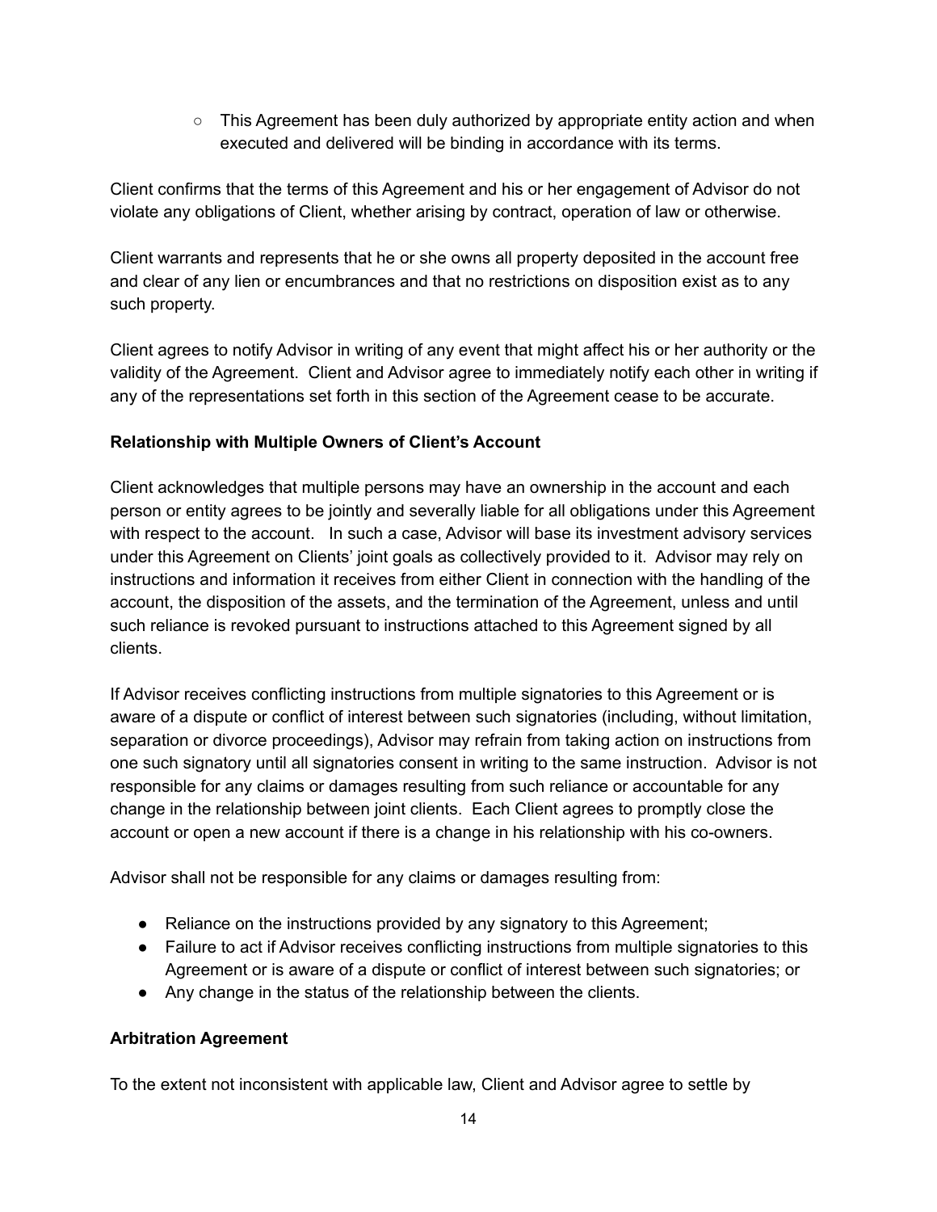- This Agreement has been duly authorized by appropriate entity action and when executed and delivered will be binding in accordance with its terms.

Client confirms that the terms of this Agreement and his or her engagement of Advisor do not violate any obligations of Client, whether arising by contract, operation of law or otherwise.

Client warrants and represents that he or she owns all property deposited in the account free and clear of any lien or encumbrances and that no restrictions on disposition exist as to any such property.

Client agrees to notify Advisor in writing of any event that might affect his or her authority or the validity of the Agreement. Client and Advisor agree to immediately notify each other in writing if any of the representations set forth in this section of the Agreement cease to be accurate.

**Relationship with Multiple Owners of Client's Account**

Client acknowledges that multiple persons may have an ownership in the account and each person or entity agrees to be jointly and severally liable for all obligations under this Agreement with respect to the account. In such a case, Advisor will base its investment advisory services under this Agreement on Clients' joint goals as collectively provided to it. Advisor may rely on instructions and information it receives from either Client in connection with the handling of the account, the disposition of the assets, and the termination of the Agreement, unless and until such reliance is revoked pursuant to instructions attached to this Agreement signed by all clients.

If Advisor receives conflicting instructions from multiple signatories to this Agreement or is aware of a dispute or conflict of interest between such signatories (including, without limitation, separation or divorce proceedings), Advisor may refrain from taking action on instructions from one such signatory until all signatories consent in writing to the same instruction. Advisor is not responsible for any claims or damages resulting from such reliance or accountable for any change in the relationship between joint clients. Each Client agrees to promptly close the account or open a new account if there is a change in his relationship with his co-owners.

Advisor shall not be responsible for any claims or damages resulting from:

- Reliance on the instructions provided by any signatory to this Agreement;
- Failure to act if Advisor receives conflicting instructions from multiple signatories to this Agreement or is aware of a dispute or conflict of interest between such signatories; or
- Any change in the status of the relationship between the clients.

**Arbitration Agreement**

To the extent not inconsistent with applicable law, Client and Advisor agree to settle by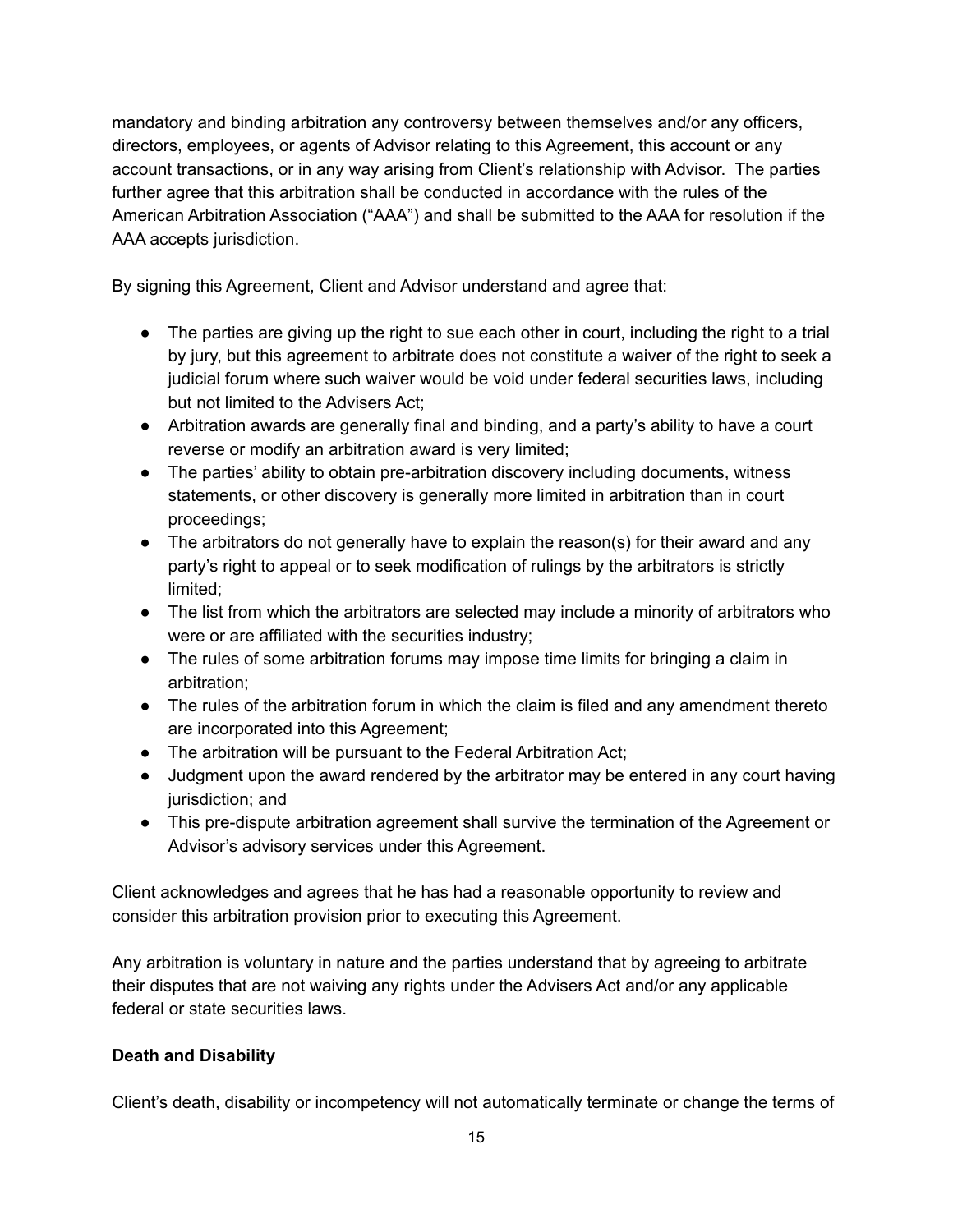mandatory and binding arbitration any controversy between themselves and/or any officers, directors, employees, or agents of Advisor relating to this Agreement, this account or any account transactions, or in any way arising from Client's relationship with Advisor. The parties further agree that this arbitration shall be conducted in accordance with the rules of the American Arbitration Association ("AAA") and shall be submitted to the AAA for resolution if the AAA accepts jurisdiction.

By signing this Agreement, Client and Advisor understand and agree that:

- The parties are giving up the right to sue each other in court, including the right to a trial by jury, but this agreement to arbitrate does not constitute a waiver of the right to seek a judicial forum where such waiver would be void under federal securities laws, including but not limited to the Advisers Act;
- Arbitration awards are generally final and binding, and a party's ability to have a court reverse or modify an arbitration award is very limited;
- The parties' ability to obtain pre-arbitration discovery including documents, witness statements, or other discovery is generally more limited in arbitration than in court proceedings;
- The arbitrators do not generally have to explain the reason(s) for their award and any party's right to appeal or to seek modification of rulings by the arbitrators is strictly limited;
- The list from which the arbitrators are selected may include a minority of arbitrators who were or are affiliated with the securities industry;
- The rules of some arbitration forums may impose time limits for bringing a claim in arbitration;
- The rules of the arbitration forum in which the claim is filed and any amendment thereto are incorporated into this Agreement;
- The arbitration will be pursuant to the Federal Arbitration Act;
- Judgment upon the award rendered by the arbitrator may be entered in any court having jurisdiction; and
- This pre-dispute arbitration agreement shall survive the termination of the Agreement or Advisor's advisory services under this Agreement.

Client acknowledges and agrees that he has had a reasonable opportunity to review and consider this arbitration provision prior to executing this Agreement.

Any arbitration is voluntary in nature and the parties understand that by agreeing to arbitrate their disputes that are not waiving any rights under the Advisers Act and/or any applicable federal or state securities laws.

**Death and Disability**

Client's death, disability or incompetency will not automatically terminate or change the terms of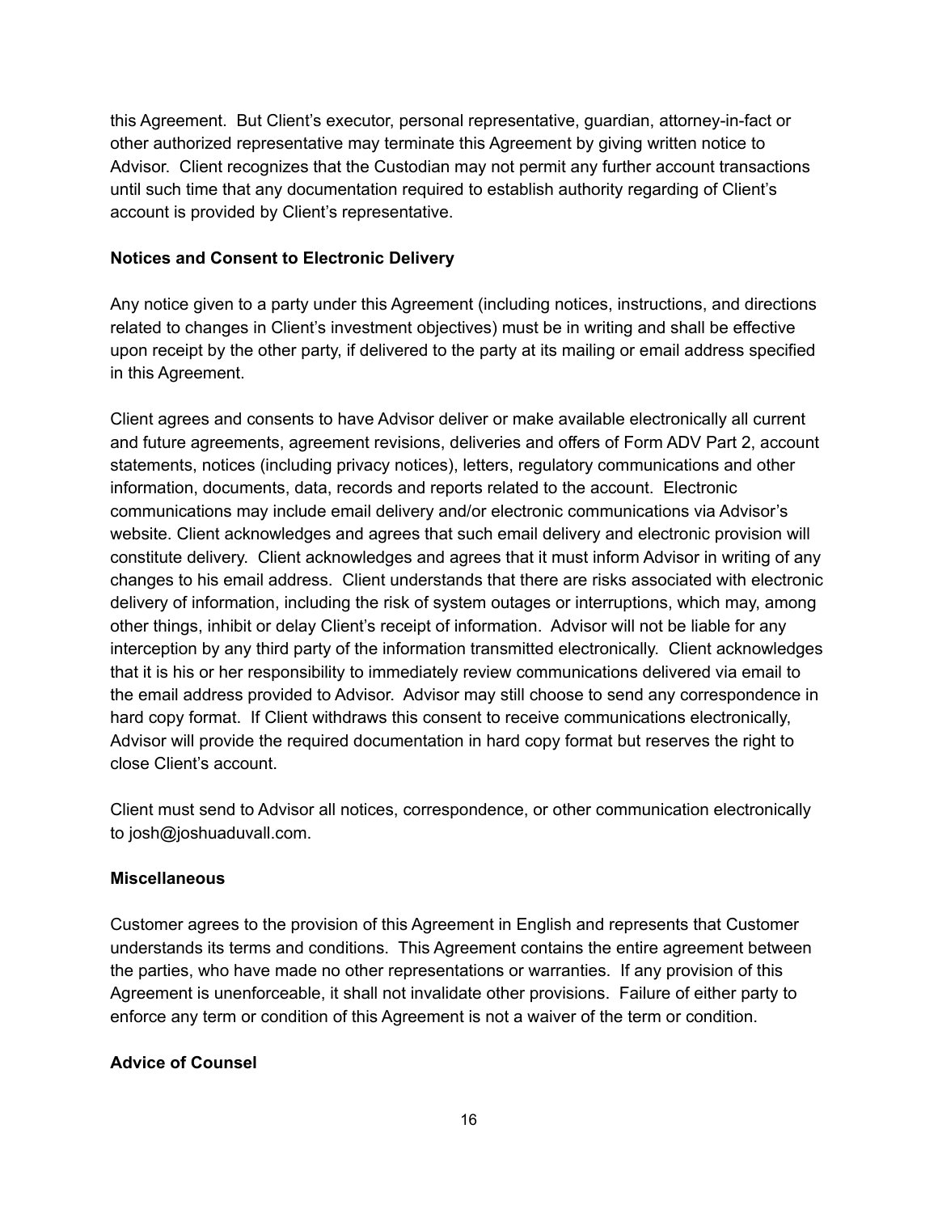this Agreement. But Client's executor, personal representative, guardian, attorney-in-fact or other authorized representative may terminate this Agreement by giving written notice to Advisor. Client recognizes that the Custodian may not permit any further account transactions until such time that any documentation required to establish authority regarding of Client's account is provided by Client's representative.

**Notices and Consent to Electronic Delivery**

Any notice given to a party under this Agreement (including notices, instructions, and directions related to changes in Client's investment objectives) must be in writing and shall be effective upon receipt by the other party, if delivered to the party at its mailing or email address specified in this Agreement.

Client agrees and consents to have Advisor deliver or make available electronically all current and future agreements, agreement revisions, deliveries and offers of Form ADV Part 2, account statements, notices (including privacy notices), letters, regulatory communications and other information, documents, data, records and reports related to the account. Electronic communications may include email delivery and/or electronic communications via Advisor's website. Client acknowledges and agrees that such email delivery and electronic provision will constitute delivery. Client acknowledges and agrees that it must inform Advisor in writing of any changes to his email address. Client understands that there are risks associated with electronic delivery of information, including the risk of system outages or interruptions, which may, among other things, inhibit or delay Client's receipt of information. Advisor will not be liable for any interception by any third party of the information transmitted electronically. Client acknowledges that it is his or her responsibility to immediately review communications delivered via email to the email address provided to Advisor. Advisor may still choose to send any correspondence in hard copy format. If Client withdraws this consent to receive communications electronically, Advisor will provide the required documentation in hard copy format but reserves the right to close Client's account.

Client must send to Advisor all notices, correspondence, or other communication electronically to josh@joshuaduvall.com.

**Miscellaneous**

Customer agrees to the provision of this Agreement in English and represents that Customer understands its terms and conditions. This Agreement contains the entire agreement between the parties, who have made no other representations or warranties. If any provision of this Agreement is unenforceable, it shall not invalidate other provisions. Failure of either party to enforce any term or condition of this Agreement is not a waiver of the term or condition.

**Advice of Counsel**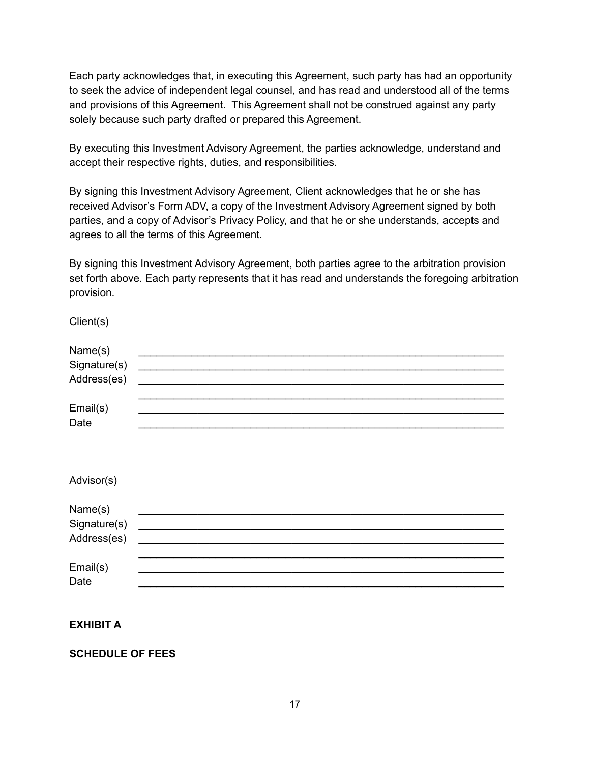Each party acknowledges that, in executing this Agreement, such party has had an opportunity to seek the advice of independent legal counsel, and has read and understood all of the terms and provisions of this Agreement. This Agreement shall not be construed against any party solely because such party drafted or prepared this Agreement.

By executing this Investment Advisory Agreement, the parties acknowledge, understand and accept their respective rights, duties, and responsibilities.

By signing this Investment Advisory Agreement, Client acknowledges that he or she has received Advisor's Form ADV, a copy of the Investment Advisory Agreement signed by both parties, and a copy of Advisor's Privacy Policy, and that he or she understands, accepts and agrees to all the terms of this Agreement.

By signing this Investment Advisory Agreement, both parties agree to the arbitration provision set forth above. Each party represents that it has read and understands the foregoing arbitration provision.

Client(s)

Name(s) ____________________________________________________________
Signature(s) ____________________________________________________________
Address(es) ____________________________________________________________
____________________________________________________________
Email(s) ____________________________________________________________
Date ____________________________________________________________

Advisor(s)

Name(s) ____________________________________________________________
Signature(s) ____________________________________________________________
Address(es) ____________________________________________________________
____________________________________________________________
Email(s) ____________________________________________________________
Date ____________________________________________________________

**EXHIBIT A**

**SCHEDULE OF FEES**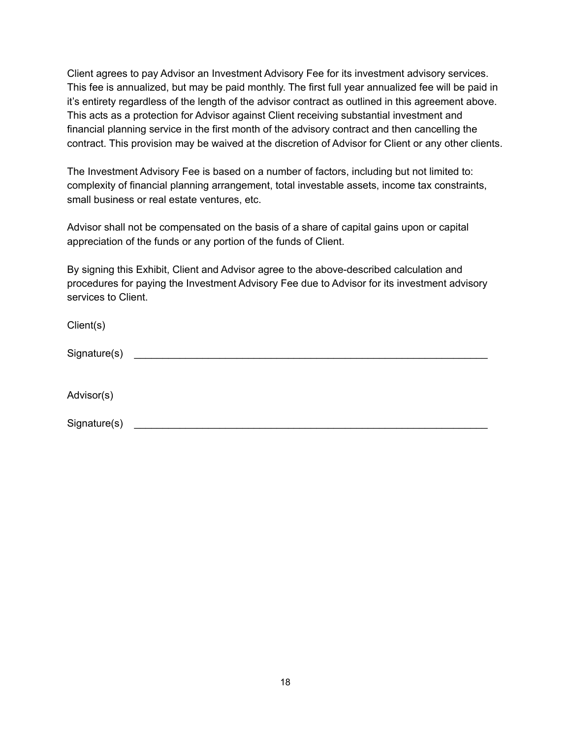Client agrees to pay Advisor an Investment Advisory Fee for its investment advisory services. This fee is annualized, but may be paid monthly. The first full year annualized fee will be paid in it's entirety regardless of the length of the advisor contract as outlined in this agreement above. This acts as a protection for Advisor against Client receiving substantial investment and financial planning service in the first month of the advisory contract and then cancelling the contract. This provision may be waived at the discretion of Advisor for Client or any other clients.

The Investment Advisory Fee is based on a number of factors, including but not limited to: complexity of financial planning arrangement, total investable assets, income tax constraints, small business or real estate ventures, etc.

Advisor shall not be compensated on the basis of a share of capital gains upon or capital appreciation of the funds or any portion of the funds of Client.

By signing this Exhibit, Client and Advisor agree to the above-described calculation and procedures for paying the Investment Advisory Fee due to Advisor for its investment advisory services to Client.

Client(s)

Signature(s) ________________________________________________________________

Advisor(s)

Signature(s) ________________________________________________________________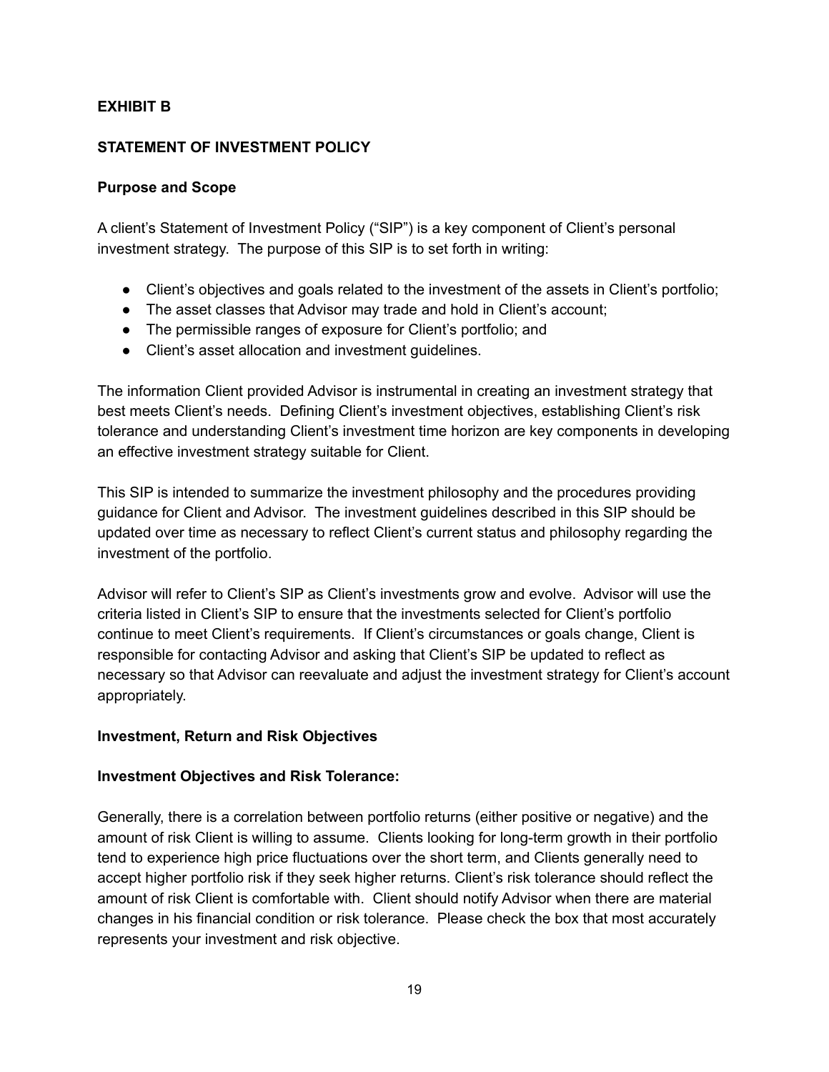**EXHIBIT B**

**STATEMENT OF INVESTMENT POLICY**

**Purpose and Scope**

A client's Statement of Investment Policy ("SIP") is a key component of Client's personal investment strategy. The purpose of this SIP is to set forth in writing:

- Client's objectives and goals related to the investment of the assets in Client's portfolio;
- The asset classes that Advisor may trade and hold in Client's account;
- The permissible ranges of exposure for Client's portfolio; and
- Client's asset allocation and investment guidelines.

The information Client provided Advisor is instrumental in creating an investment strategy that best meets Client's needs. Defining Client's investment objectives, establishing Client's risk tolerance and understanding Client's investment time horizon are key components in developing an effective investment strategy suitable for Client.

This SIP is intended to summarize the investment philosophy and the procedures providing guidance for Client and Advisor. The investment guidelines described in this SIP should be updated over time as necessary to reflect Client's current status and philosophy regarding the investment of the portfolio.

Advisor will refer to Client's SIP as Client's investments grow and evolve. Advisor will use the criteria listed in Client's SIP to ensure that the investments selected for Client's portfolio continue to meet Client's requirements. If Client's circumstances or goals change, Client is responsible for contacting Advisor and asking that Client's SIP be updated to reflect as necessary so that Advisor can reevaluate and adjust the investment strategy for Client's account appropriately.

**Investment, Return and Risk Objectives**

**Investment Objectives and Risk Tolerance:**

Generally, there is a correlation between portfolio returns (either positive or negative) and the amount of risk Client is willing to assume. Clients looking for long-term growth in their portfolio tend to experience high price fluctuations over the short term, and Clients generally need to accept higher portfolio risk if they seek higher returns. Client's risk tolerance should reflect the amount of risk Client is comfortable with. Client should notify Advisor when there are material changes in his financial condition or risk tolerance. Please check the box that most accurately represents your investment and risk objective.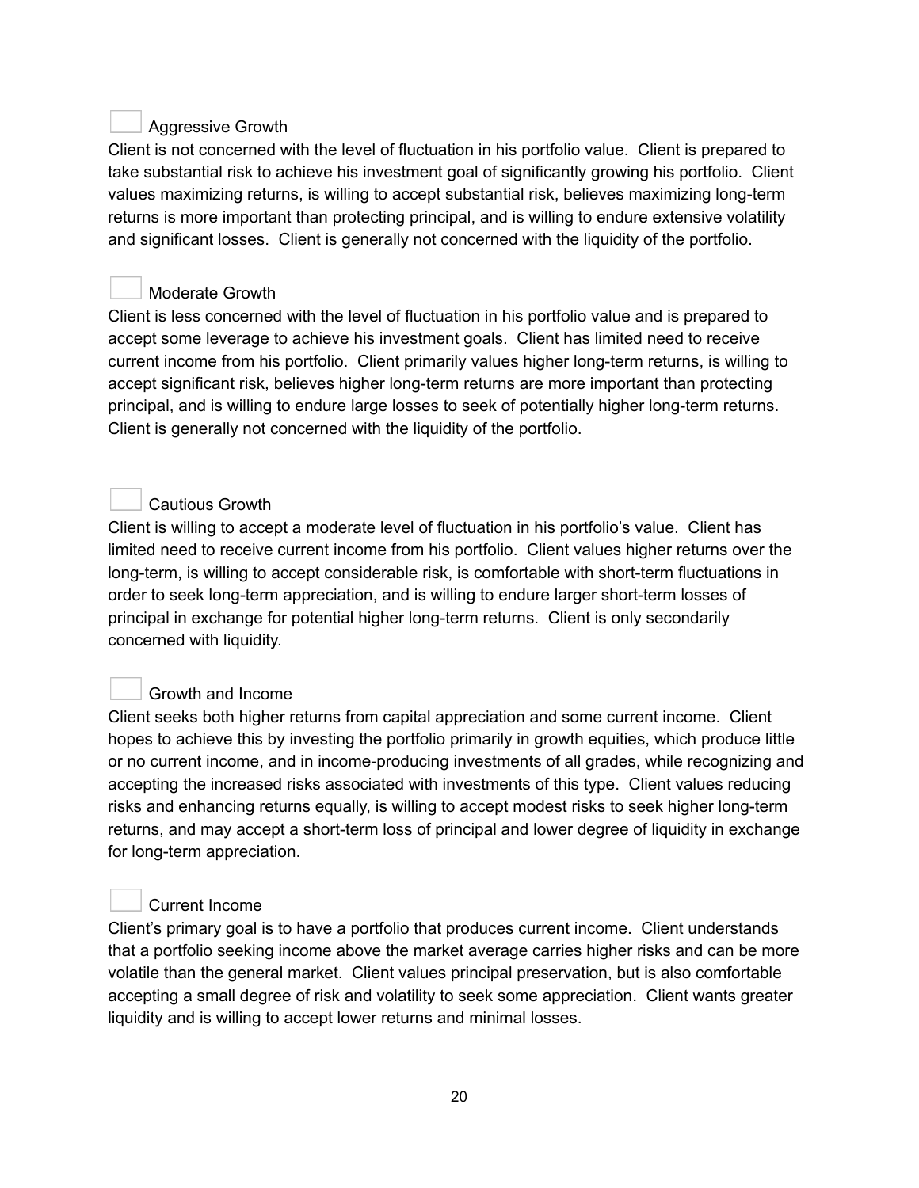☐ Aggressive Growth

Client is not concerned with the level of fluctuation in his portfolio value. Client is prepared to take substantial risk to achieve his investment goal of significantly growing his portfolio. Client values maximizing returns, is willing to accept substantial risk, believes maximizing long-term returns is more important than protecting principal, and is willing to endure extensive volatility and significant losses. Client is generally not concerned with the liquidity of the portfolio.

☐ Moderate Growth

Client is less concerned with the level of fluctuation in his portfolio value and is prepared to accept some leverage to achieve his investment goals. Client has limited need to receive current income from his portfolio. Client primarily values higher long-term returns, is willing to accept significant risk, believes higher long-term returns are more important than protecting principal, and is willing to endure large losses to seek of potentially higher long-term returns. Client is generally not concerned with the liquidity of the portfolio.

☐ Cautious Growth

Client is willing to accept a moderate level of fluctuation in his portfolio's value. Client has limited need to receive current income from his portfolio. Client values higher returns over the long-term, is willing to accept considerable risk, is comfortable with short-term fluctuations in order to seek long-term appreciation, and is willing to endure larger short-term losses of principal in exchange for potential higher long-term returns. Client is only secondarily concerned with liquidity.

☐ Growth and Income

Client seeks both higher returns from capital appreciation and some current income. Client hopes to achieve this by investing the portfolio primarily in growth equities, which produce little or no current income, and in income-producing investments of all grades, while recognizing and accepting the increased risks associated with investments of this type. Client values reducing risks and enhancing returns equally, is willing to accept modest risks to seek higher long-term returns, and may accept a short-term loss of principal and lower degree of liquidity in exchange for long-term appreciation.

☐ Current Income

Client's primary goal is to have a portfolio that produces current income. Client understands that a portfolio seeking income above the market average carries higher risks and can be more volatile than the general market. Client values principal preservation, but is also comfortable accepting a small degree of risk and volatility to seek some appreciation. Client wants greater liquidity and is willing to accept lower returns and minimal losses.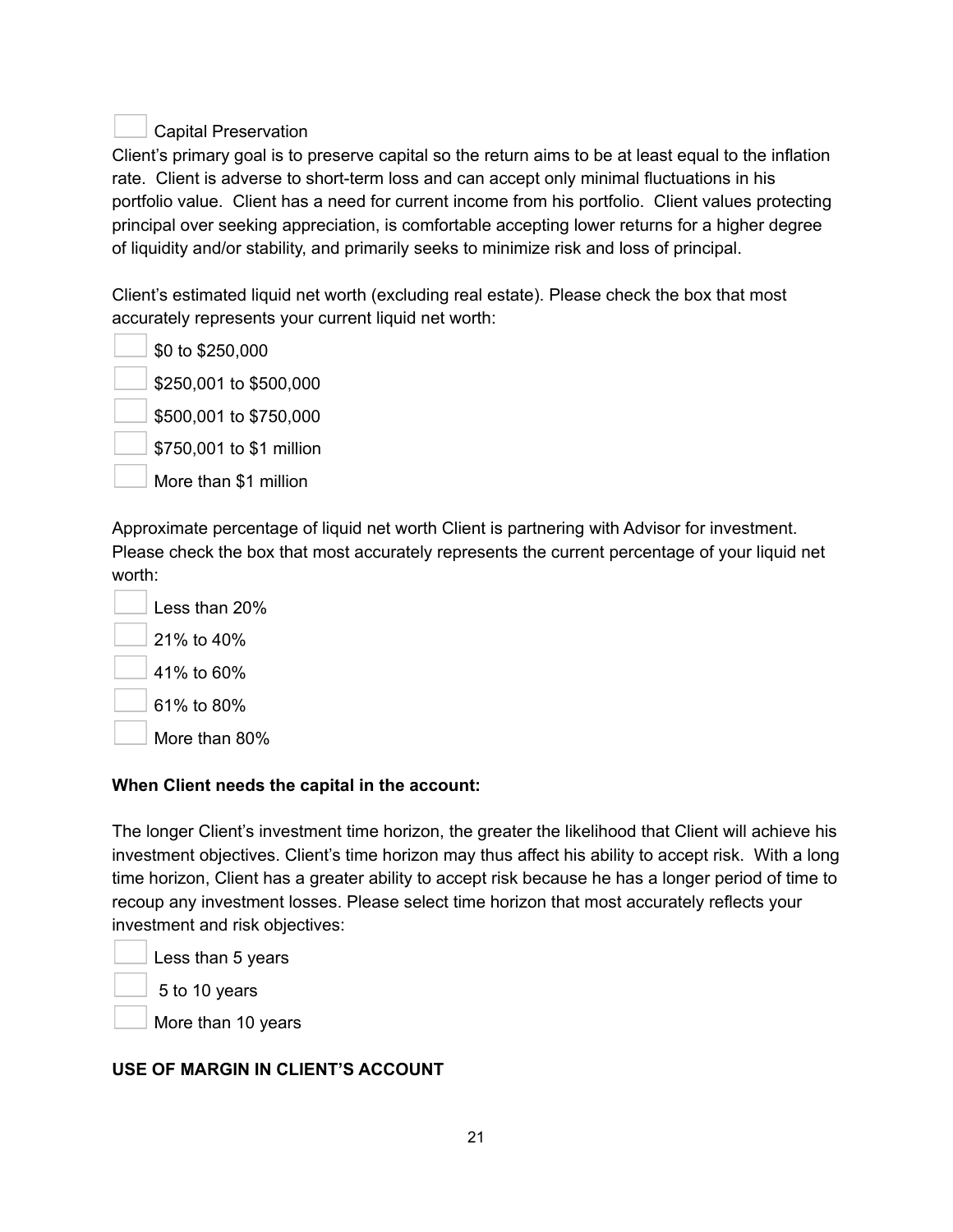☐ Capital Preservation

Client's primary goal is to preserve capital so the return aims to be at least equal to the inflation rate. Client is adverse to short-term loss and can accept only minimal fluctuations in his portfolio value. Client has a need for current income from his portfolio. Client values protecting principal over seeking appreciation, is comfortable accepting lower returns for a higher degree of liquidity and/or stability, and primarily seeks to minimize risk and loss of principal.

Client's estimated liquid net worth (excluding real estate). Please check the box that most accurately represents your current liquid net worth:

☐ $0 to $250,000

☐ $250,001 to $500,000

☐ $500,001 to $750,000

☐ $750,001 to $1 million

☐ More than $1 million

Approximate percentage of liquid net worth Client is partnering with Advisor for investment. Please check the box that most accurately represents the current percentage of your liquid net worth:

☐ Less than 20%

☐ 21% to 40%

☐ 41% to 60%

☐ 61% to 80%

☐ More than 80%

**When Client needs the capital in the account:**

The longer Client's investment time horizon, the greater the likelihood that Client will achieve his investment objectives. Client's time horizon may thus affect his ability to accept risk. With a long time horizon, Client has a greater ability to accept risk because he has a longer period of time to recoup any investment losses. Please select time horizon that most accurately reflects your investment and risk objectives:

☐ Less than 5 years

☐ 5 to 10 years

☐ More than 10 years

**USE OF MARGIN IN CLIENT'S ACCOUNT**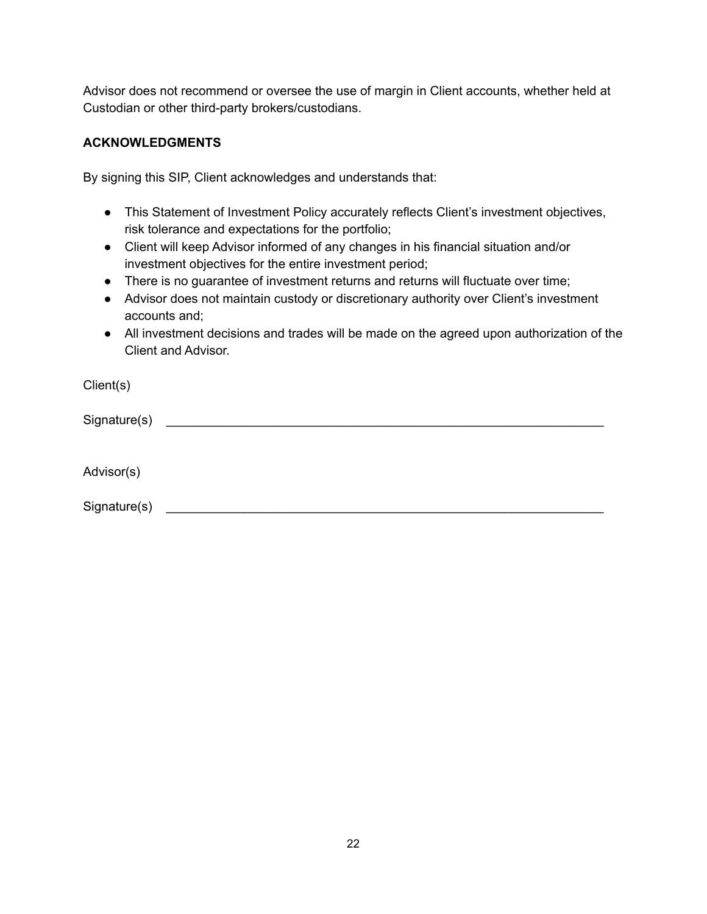Advisor does not recommend or oversee the use of margin in Client accounts, whether held at Custodian or other third-party brokers/custodians.

**ACKNOWLEDGMENTS**

By signing this SIP, Client acknowledges and understands that:

- This Statement of Investment Policy accurately reflects Client's investment objectives, risk tolerance and expectations for the portfolio;
- Client will keep Advisor informed of any changes in his financial situation and/or investment objectives for the entire investment period;
- There is no guarantee of investment returns and returns will fluctuate over time;
- Advisor does not maintain custody or discretionary authority over Client's investment accounts and;
- All investment decisions and trades will be made on the agreed upon authorization of the Client and Advisor.

Client(s)

Signature(s) _________________________________________________________________

Advisor(s)

Signature(s) _________________________________________________________________